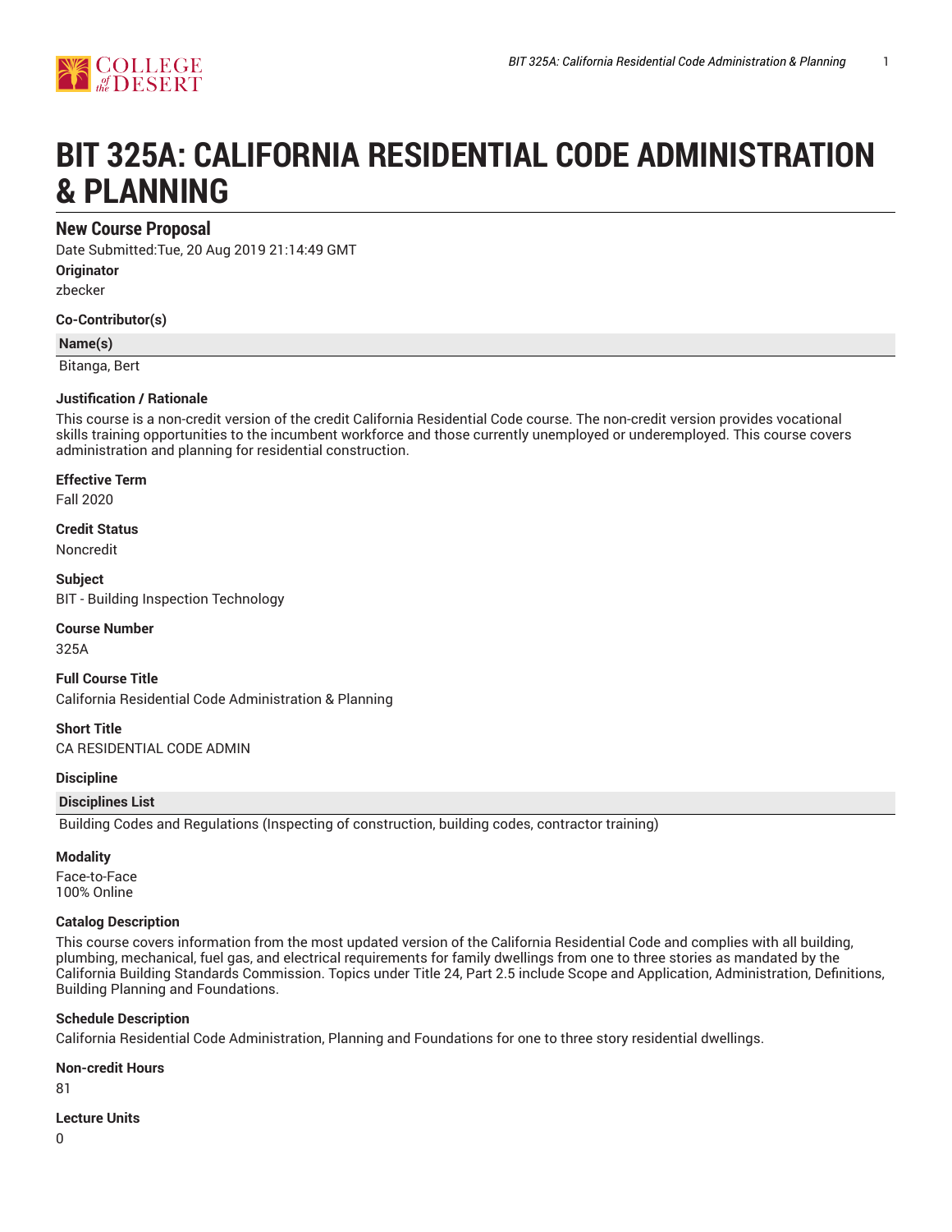# BIT 325A: CALIFORNIA RESIDENTIAL CODE ADMINISTRATION & PLANNING

## New Course Proposal

Date Submitted:Tue, 20 Aug 2019 21:14:49 GMT

**Originator**

zbecker

**Co-Contributor(s)**

| Name(s) |
|---|
| Bitanga, Bert |

**Justification / Rationale**

This course is a non-credit version of the credit California Residential Code course. The non-credit version provides vocational skills training opportunities to the incumbent workforce and those currently unemployed or underemployed. This course covers administration and planning for residential construction.

**Effective Term**

Fall 2020

**Credit Status**

Noncredit

**Subject**

BIT - Building Inspection Technology

**Course Number**

325A

**Full Course Title**

California Residential Code Administration & Planning

**Short Title**

CA RESIDENTIAL CODE ADMIN

**Discipline**

| Disciplines List |
|---|
| Building Codes and Regulations (Inspecting of construction, building codes, contractor training) |

**Modality**

Face-to-Face
100% Online

**Catalog Description**

This course covers information from the most updated version of the California Residential Code and complies with all building, plumbing, mechanical, fuel gas, and electrical requirements for family dwellings from one to three stories as mandated by the California Building Standards Commission. Topics under Title 24, Part 2.5 include Scope and Application, Administration, Definitions, Building Planning and Foundations.

**Schedule Description**

California Residential Code Administration, Planning and Foundations for one to three story residential dwellings.

**Non-credit Hours**

81

**Lecture Units**

0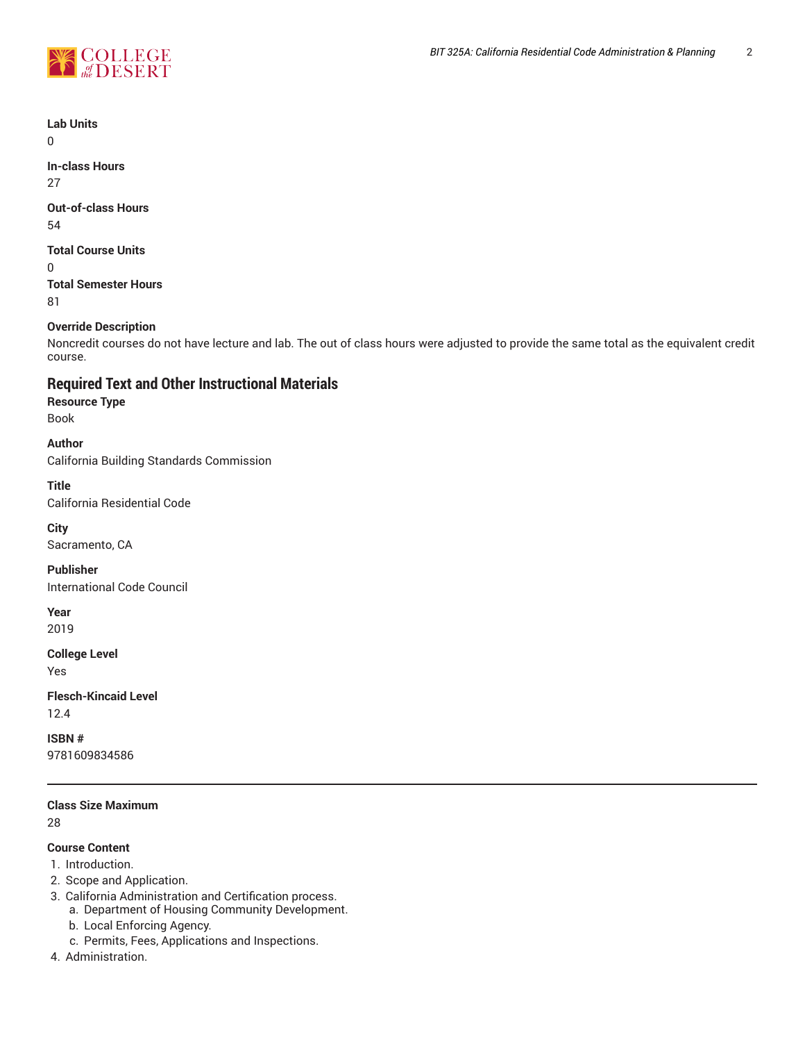**Lab Units**
0

**In-class Hours**
27

**Out-of-class Hours**
54

**Total Course Units**
0

**Total Semester Hours**
81

**Override Description**
Noncredit courses do not have lecture and lab. The out of class hours were adjusted to provide the same total as the equivalent credit course.

## Required Text and Other Instructional Materials

**Resource Type**
Book

**Author**
California Building Standards Commission

**Title**
California Residential Code

**City**
Sacramento, CA

**Publisher**
International Code Council

**Year**
2019

**College Level**
Yes

**Flesch-Kincaid Level**
12.4

**ISBN #**
9781609834586

---

**Class Size Maximum**
28

**Course Content**

1. Introduction.
2. Scope and Application.
3. California Administration and Certification process.
   a. Department of Housing Community Development.
   b. Local Enforcing Agency.
   c. Permits, Fees, Applications and Inspections.
4. Administration.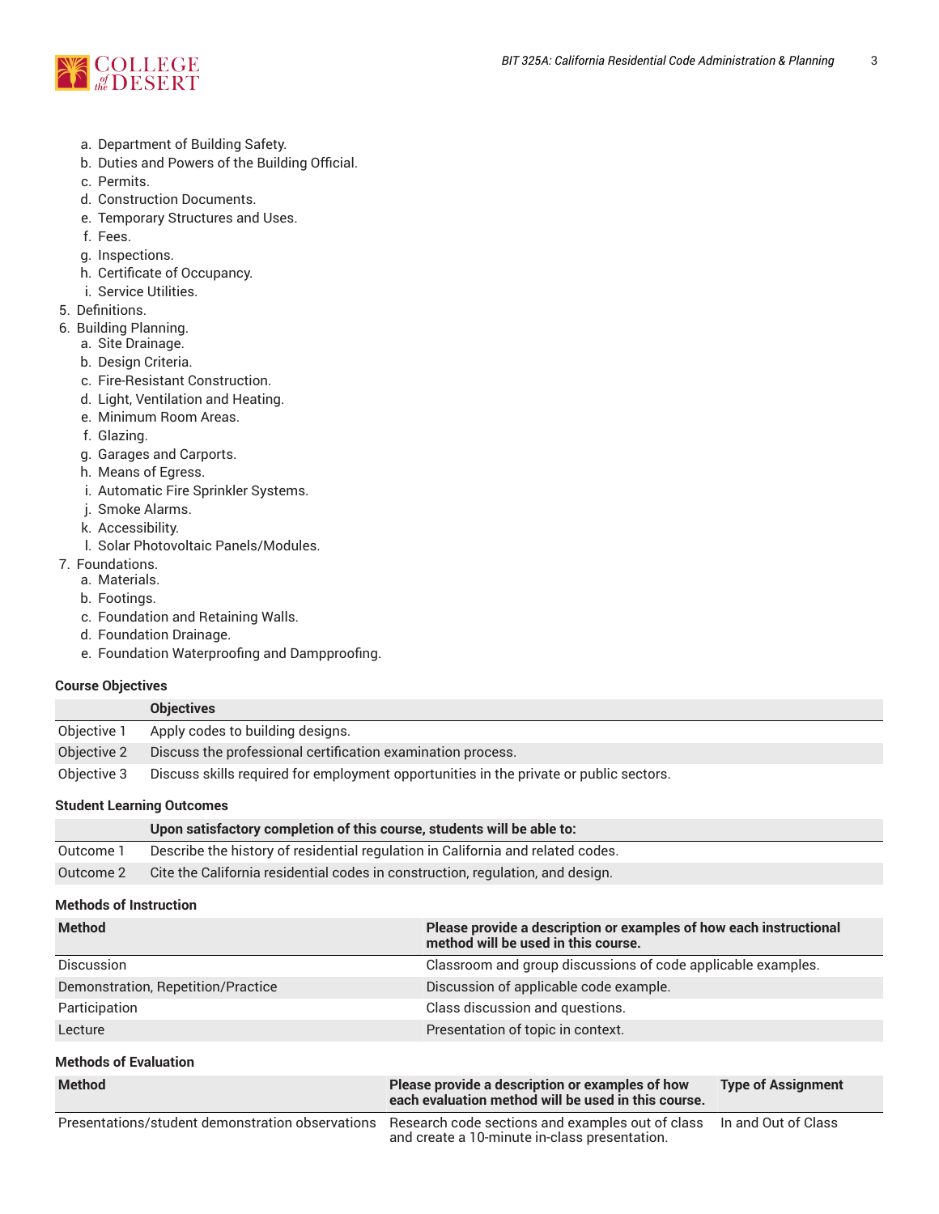a. Department of Building Safety.
   b. Duties and Powers of the Building Official.
   c. Permits.
   d. Construction Documents.
   e. Temporary Structures and Uses.
   f. Fees.
   g. Inspections.
   h. Certificate of Occupancy.
   i. Service Utilities.
5. Definitions.
6. Building Planning.
   a. Site Drainage.
   b. Design Criteria.
   c. Fire-Resistant Construction.
   d. Light, Ventilation and Heating.
   e. Minimum Room Areas.
   f. Glazing.
   g. Garages and Carports.
   h. Means of Egress.
   i. Automatic Fire Sprinkler Systems.
   j. Smoke Alarms.
   k. Accessibility.
   l. Solar Photovoltaic Panels/Modules.
7. Foundations.
   a. Materials.
   b. Footings.
   c. Foundation and Retaining Walls.
   d. Foundation Drainage.
   e. Foundation Waterproofing and Dampproofing.

**Course Objectives**

| | Objectives |
|---|---|
| Objective 1 | Apply codes to building designs. |
| Objective 2 | Discuss the professional certification examination process. |
| Objective 3 | Discuss skills required for employment opportunities in the private or public sectors. |

**Student Learning Outcomes**

| | Upon satisfactory completion of this course, students will be able to: |
|---|---|
| Outcome 1 | Describe the history of residential regulation in California and related codes. |
| Outcome 2 | Cite the California residential codes in construction, regulation, and design. |

**Methods of Instruction**

| Method | Please provide a description or examples of how each instructional method will be used in this course. |
|---|---|
| Discussion | Classroom and group discussions of code applicable examples. |
| Demonstration, Repetition/Practice | Discussion of applicable code example. |
| Participation | Class discussion and questions. |
| Lecture | Presentation of topic in context. |

**Methods of Evaluation**

| Method | Please provide a description or examples of how each evaluation method will be used in this course. | Type of Assignment |
|---|---|---|
| Presentations/student demonstration observations | Research code sections and examples out of class and create a 10-minute in-class presentation. | In and Out of Class |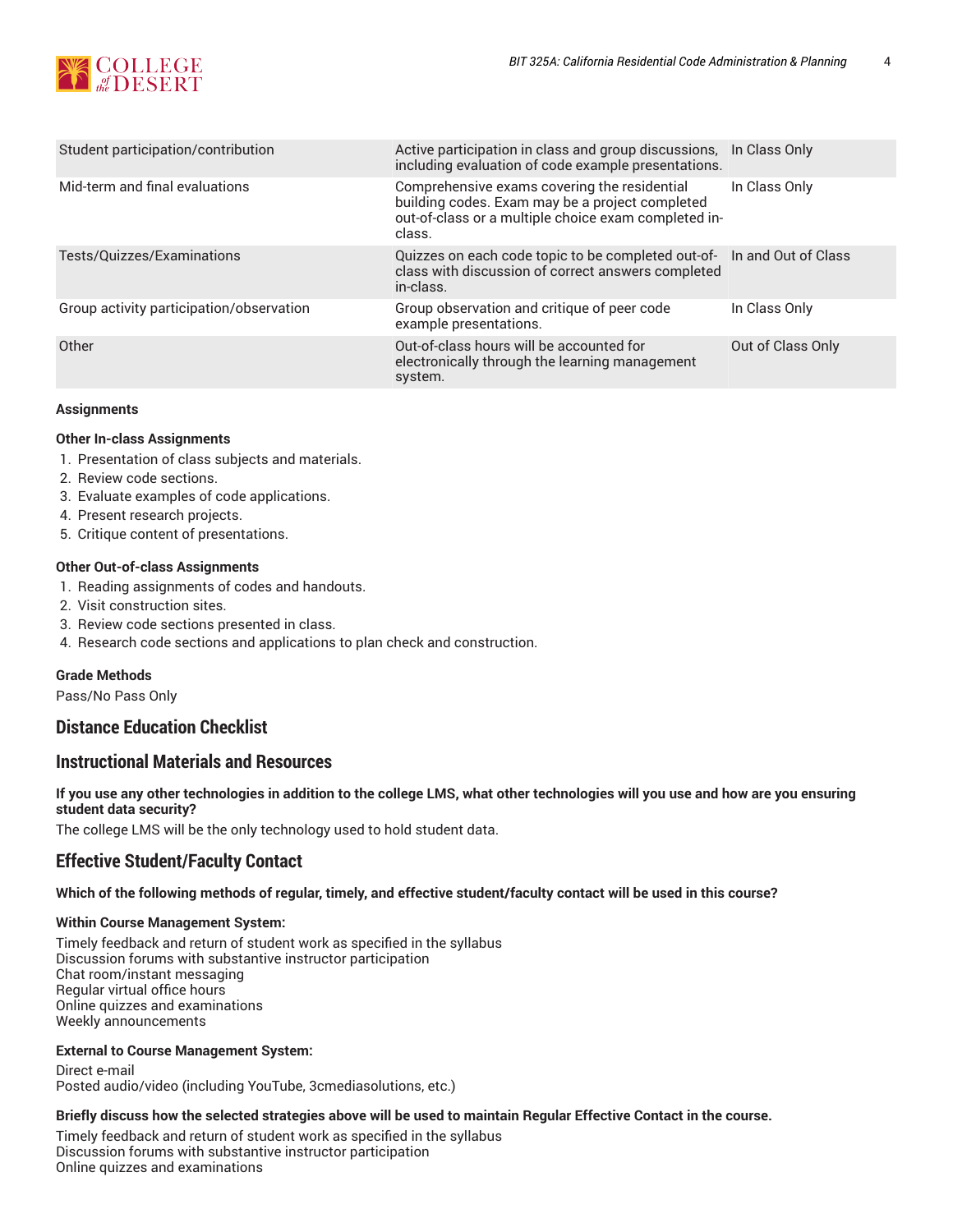| | | |
|---|---|---|
| Student participation/contribution | Active participation in class and group discussions, including evaluation of code example presentations. | In Class Only |
| Mid-term and final evaluations | Comprehensive exams covering the residential building codes. Exam may be a project completed out-of-class or a multiple choice exam completed in-class. | In Class Only |
| Tests/Quizzes/Examinations | Quizzes on each code topic to be completed out-of-class with discussion of correct answers completed in-class. | In and Out of Class |
| Group activity participation/observation | Group observation and critique of peer code example presentations. | In Class Only |
| Other | Out-of-class hours will be accounted for electronically through the learning management system. | Out of Class Only |

**Assignments**

**Other In-class Assignments**

1. Presentation of class subjects and materials.
2. Review code sections.
3. Evaluate examples of code applications.
4. Present research projects.
5. Critique content of presentations.

**Other Out-of-class Assignments**

1. Reading assignments of codes and handouts.
2. Visit construction sites.
3. Review code sections presented in class.
4. Research code sections and applications to plan check and construction.

**Grade Methods**

Pass/No Pass Only

## Distance Education Checklist

## Instructional Materials and Resources

**If you use any other technologies in addition to the college LMS, what other technologies will you use and how are you ensuring student data security?**

The college LMS will be the only technology used to hold student data.

## Effective Student/Faculty Contact

**Which of the following methods of regular, timely, and effective student/faculty contact will be used in this course?**

**Within Course Management System:**

Timely feedback and return of student work as specified in the syllabus
Discussion forums with substantive instructor participation
Chat room/instant messaging
Regular virtual office hours
Online quizzes and examinations
Weekly announcements

**External to Course Management System:**

Direct e-mail
Posted audio/video (including YouTube, 3cmediasolutions, etc.)

**Briefly discuss how the selected strategies above will be used to maintain Regular Effective Contact in the course.**

Timely feedback and return of student work as specified in the syllabus
Discussion forums with substantive instructor participation
Online quizzes and examinations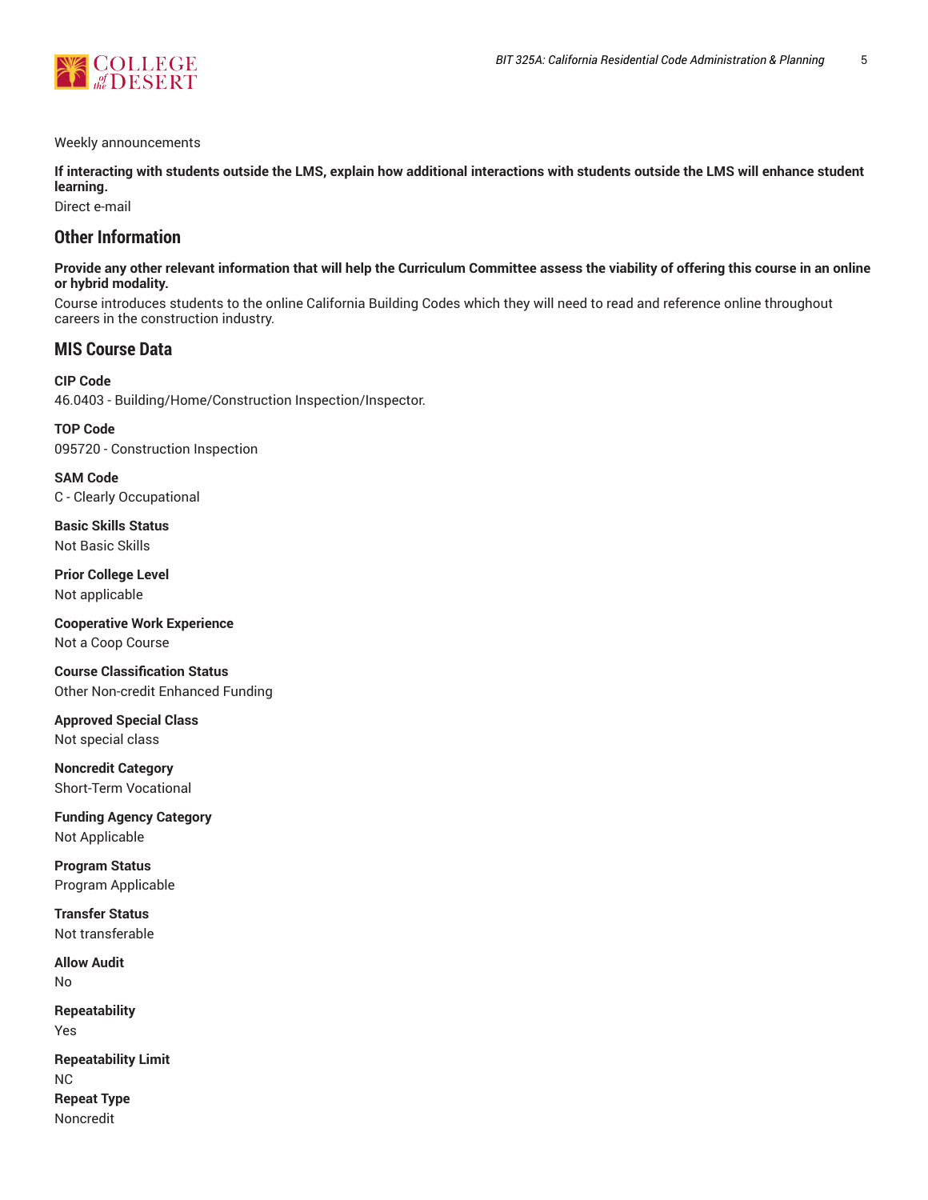Weekly announcements

**If interacting with students outside the LMS, explain how additional interactions with students outside the LMS will enhance student learning.**

Direct e-mail

## Other Information

**Provide any other relevant information that will help the Curriculum Committee assess the viability of offering this course in an online or hybrid modality.**

Course introduces students to the online California Building Codes which they will need to read and reference online throughout careers in the construction industry.

## MIS Course Data

**CIP Code**
46.0403 - Building/Home/Construction Inspection/Inspector.

**TOP Code**
095720 - Construction Inspection

**SAM Code**
C - Clearly Occupational

**Basic Skills Status**
Not Basic Skills

**Prior College Level**
Not applicable

**Cooperative Work Experience**
Not a Coop Course

**Course Classification Status**
Other Non-credit Enhanced Funding

**Approved Special Class**
Not special class

**Noncredit Category**
Short-Term Vocational

**Funding Agency Category**
Not Applicable

**Program Status**
Program Applicable

**Transfer Status**
Not transferable

**Allow Audit**
No

**Repeatability**
Yes

**Repeatability Limit**
NC

**Repeat Type**
Noncredit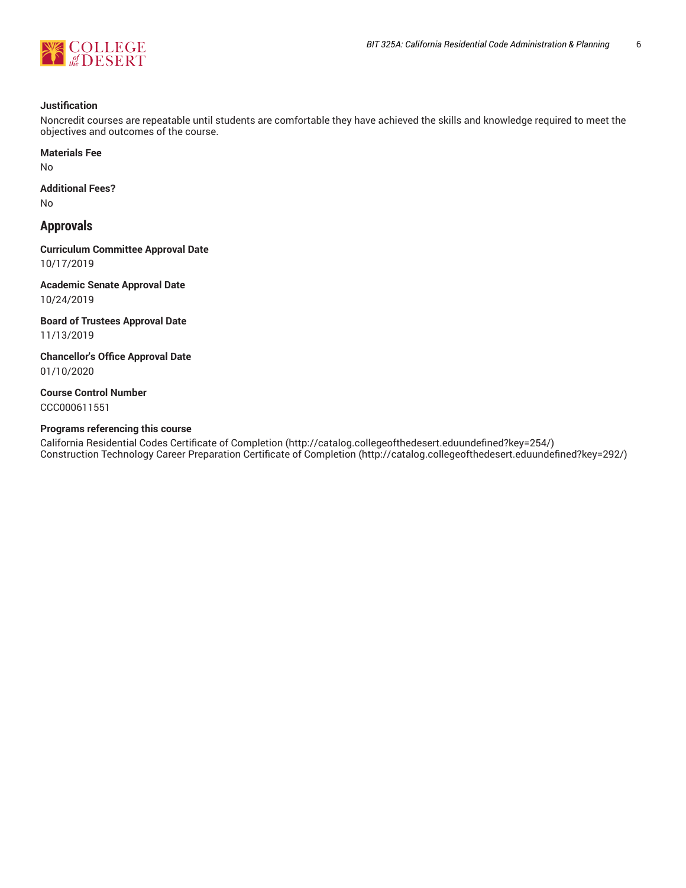**Justification**

Noncredit courses are repeatable until students are comfortable they have achieved the skills and knowledge required to meet the objectives and outcomes of the course.

**Materials Fee**

No

**Additional Fees?**

No

## Approvals

**Curriculum Committee Approval Date**

10/17/2019

**Academic Senate Approval Date**

10/24/2019

**Board of Trustees Approval Date**

11/13/2019

**Chancellor's Office Approval Date**

01/10/2020

**Course Control Number**

CCC000611551

**Programs referencing this course**

California Residential Codes Certificate of Completion (http://catalog.collegeofthedesert.eduundefined?key=254/)
Construction Technology Career Preparation Certificate of Completion (http://catalog.collegeofthedesert.eduundefined?key=292/)